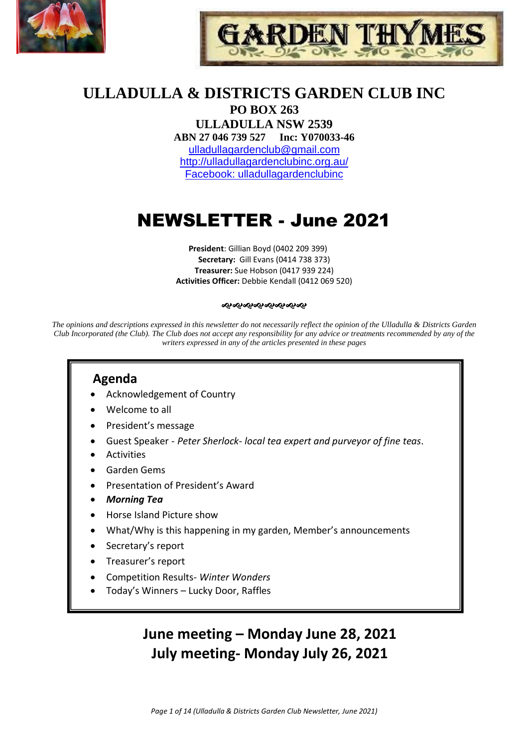# GARDEN THYMES

## ULLADULLA & DISTRICTS GARDEN CLUB INC

**PO BOX 263**
**ULLADULLA NSW 2539**
**ABN 27 046 739 527 Inc: Y070033-46**

ulladullagardenclub@gmail.com
http://ulladullagardenclubinc.org.au/
Facebook: ulladullagardenclubinc

# NEWSLETTER - June 2021

**President**: Gillian Boyd (0402 209 399)
**Secretary:** Gill Evans (0414 738 373)
**Treasurer:** Sue Hobson (0417 939 224)
**Activities Officer:** Debbie Kendall (0412 069 520)

*The opinions and descriptions expressed in this newsletter do not necessarily reflect the opinion of the Ulladulla & Districts Garden Club Incorporated (the Club). The Club does not accept any responsibility for any advice or treatments recommended by any of the writers expressed in any of the articles presented in these pages*

## Agenda

- Acknowledgement of Country
- Welcome to all
- President's message
- Guest Speaker - *Peter Sherlock- local tea expert and purveyor of fine teas*.
- Activities
- Garden Gems
- Presentation of President's Award
- ***Morning Tea***
- Horse Island Picture show
- What/Why is this happening in my garden, Member's announcements
- Secretary's report
- Treasurer's report
- Competition Results- *Winter Wonders*
- Today's Winners – Lucky Door, Raffles

## June meeting – Monday June 28, 2021
## July meeting- Monday July 26, 2021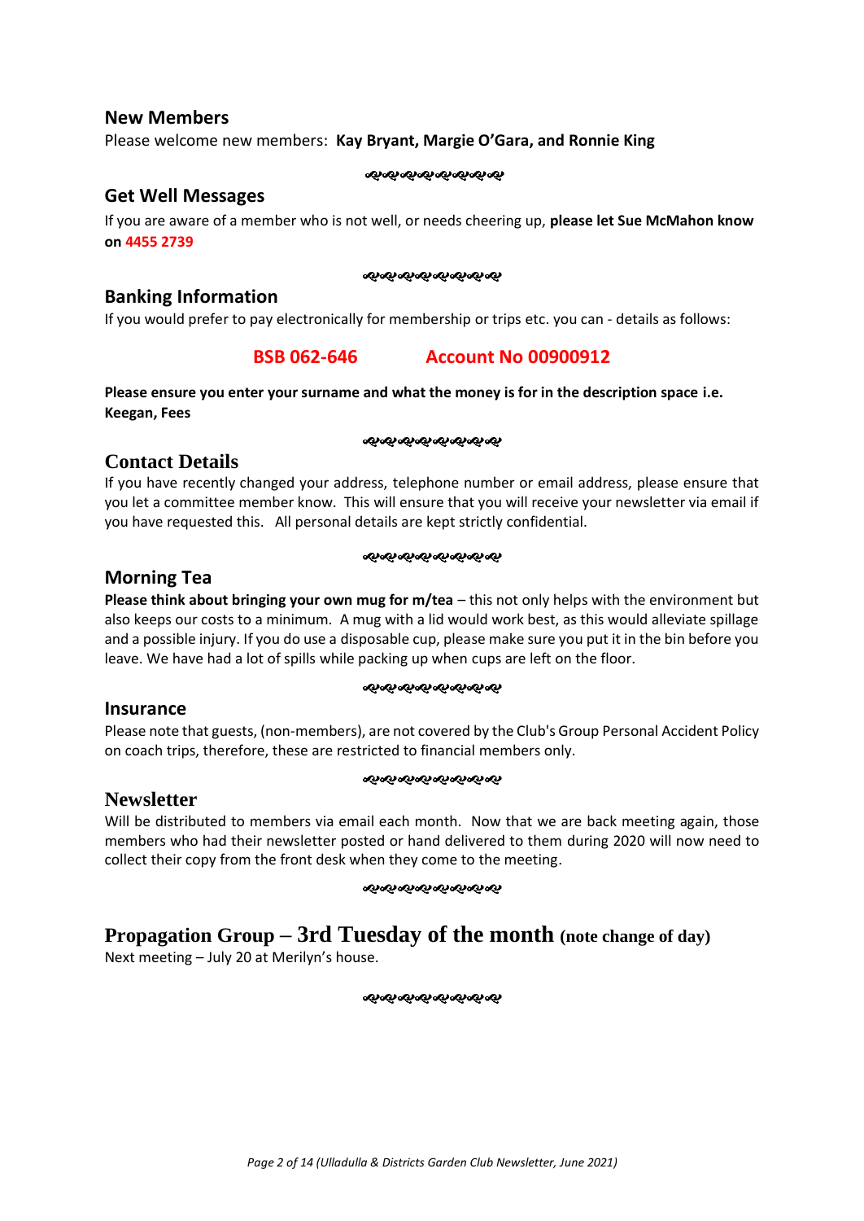## New Members

Please welcome new members: **Kay Bryant, Margie O'Gara, and Ronnie King**

## Get Well Messages

If you are aware of a member who is not well, or needs cheering up, **please let Sue McMahon know on 4455 2739**

## Banking Information

If you would prefer to pay electronically for membership or trips etc. you can - details as follows:

**BSB 062-646          Account No 00900912**

**Please ensure you enter your surname and what the money is for in the description space i.e. Keegan, Fees**

## Contact Details

If you have recently changed your address, telephone number or email address, please ensure that you let a committee member know. This will ensure that you will receive your newsletter via email if you have requested this. All personal details are kept strictly confidential.

## Morning Tea

**Please think about bringing your own mug for m/tea** – this not only helps with the environment but also keeps our costs to a minimum. A mug with a lid would work best, as this would alleviate spillage and a possible injury. If you do use a disposable cup, please make sure you put it in the bin before you leave. We have had a lot of spills while packing up when cups are left on the floor.

## Insurance

Please note that guests, (non-members), are not covered by the Club's Group Personal Accident Policy on coach trips, therefore, these are restricted to financial members only.

## Newsletter

Will be distributed to members via email each month. Now that we are back meeting again, those members who had their newsletter posted or hand delivered to them during 2020 will now need to collect their copy from the front desk when they come to the meeting.

## Propagation Group – 3rd Tuesday of the month (note change of day)

Next meeting – July 20 at Merilyn's house.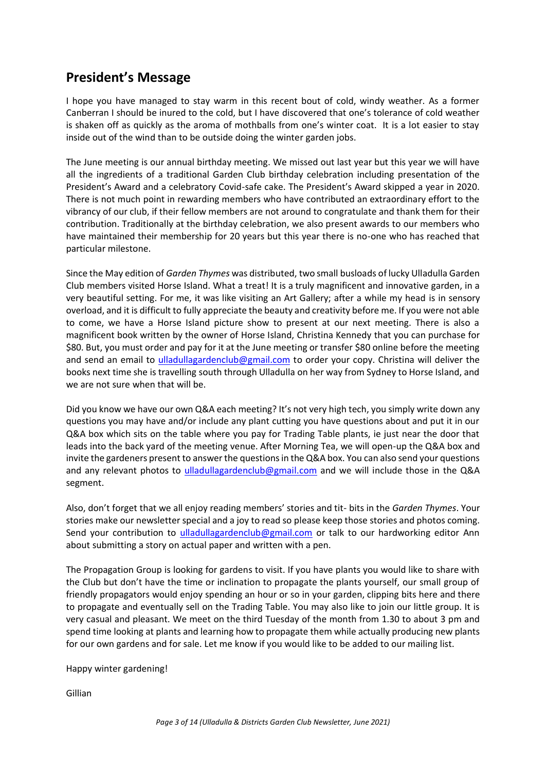## President's Message

I hope you have managed to stay warm in this recent bout of cold, windy weather. As a former Canberran I should be inured to the cold, but I have discovered that one's tolerance of cold weather is shaken off as quickly as the aroma of mothballs from one's winter coat. It is a lot easier to stay inside out of the wind than to be outside doing the winter garden jobs.

The June meeting is our annual birthday meeting. We missed out last year but this year we will have all the ingredients of a traditional Garden Club birthday celebration including presentation of the President's Award and a celebratory Covid-safe cake. The President's Award skipped a year in 2020. There is not much point in rewarding members who have contributed an extraordinary effort to the vibrancy of our club, if their fellow members are not around to congratulate and thank them for their contribution. Traditionally at the birthday celebration, we also present awards to our members who have maintained their membership for 20 years but this year there is no-one who has reached that particular milestone.

Since the May edition of *Garden Thymes* was distributed, two small busloads of lucky Ulladulla Garden Club members visited Horse Island. What a treat! It is a truly magnificent and innovative garden, in a very beautiful setting. For me, it was like visiting an Art Gallery; after a while my head is in sensory overload, and it is difficult to fully appreciate the beauty and creativity before me. If you were not able to come, we have a Horse Island picture show to present at our next meeting. There is also a magnificent book written by the owner of Horse Island, Christina Kennedy that you can purchase for $80. But, you must order and pay for it at the June meeting or transfer $80 online before the meeting and send an email to ulladullagardenclub@gmail.com to order your copy. Christina will deliver the books next time she is travelling south through Ulladulla on her way from Sydney to Horse Island, and we are not sure when that will be.

Did you know we have our own Q&A each meeting? It's not very high tech, you simply write down any questions you may have and/or include any plant cutting you have questions about and put it in our Q&A box which sits on the table where you pay for Trading Table plants, ie just near the door that leads into the back yard of the meeting venue. After Morning Tea, we will open-up the Q&A box and invite the gardeners present to answer the questions in the Q&A box. You can also send your questions and any relevant photos to ulladullagardenclub@gmail.com and we will include those in the Q&A segment.

Also, don't forget that we all enjoy reading members' stories and tit- bits in the *Garden Thymes*. Your stories make our newsletter special and a joy to read so please keep those stories and photos coming. Send your contribution to ulladullagardenclub@gmail.com or talk to our hardworking editor Ann about submitting a story on actual paper and written with a pen.

The Propagation Group is looking for gardens to visit. If you have plants you would like to share with the Club but don't have the time or inclination to propagate the plants yourself, our small group of friendly propagators would enjoy spending an hour or so in your garden, clipping bits here and there to propagate and eventually sell on the Trading Table. You may also like to join our little group. It is very casual and pleasant. We meet on the third Tuesday of the month from 1.30 to about 3 pm and spend time looking at plants and learning how to propagate them while actually producing new plants for our own gardens and for sale. Let me know if you would like to be added to our mailing list.

Happy winter gardening!

Gillian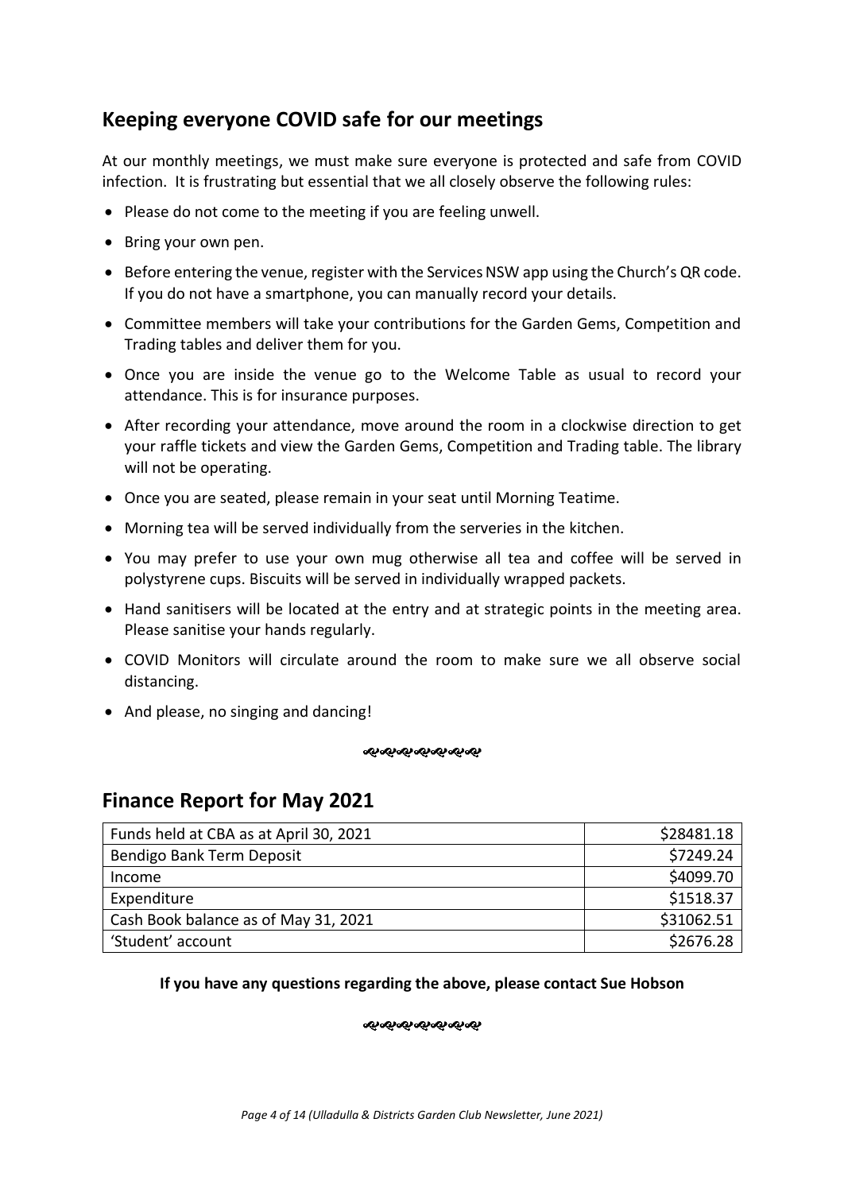## Keeping everyone COVID safe for our meetings

At our monthly meetings, we must make sure everyone is protected and safe from COVID infection. It is frustrating but essential that we all closely observe the following rules:

- Please do not come to the meeting if you are feeling unwell.
- Bring your own pen.
- Before entering the venue, register with the Services NSW app using the Church's QR code. If you do not have a smartphone, you can manually record your details.
- Committee members will take your contributions for the Garden Gems, Competition and Trading tables and deliver them for you.
- Once you are inside the venue go to the Welcome Table as usual to record your attendance. This is for insurance purposes.
- After recording your attendance, move around the room in a clockwise direction to get your raffle tickets and view the Garden Gems, Competition and Trading table. The library will not be operating.
- Once you are seated, please remain in your seat until Morning Teatime.
- Morning tea will be served individually from the serveries in the kitchen.
- You may prefer to use your own mug otherwise all tea and coffee will be served in polystyrene cups. Biscuits will be served in individually wrapped packets.
- Hand sanitisers will be located at the entry and at strategic points in the meeting area. Please sanitise your hands regularly.
- COVID Monitors will circulate around the room to make sure we all observe social distancing.
- And please, no singing and dancing!

## Finance Report for May 2021

| | |
|---|---|
| Funds held at CBA as at April 30, 2021 | $28481.18 |
| Bendigo Bank Term Deposit | $7249.24 |
| Income | $4099.70 |
| Expenditure | $1518.37 |
| Cash Book balance as of May 31, 2021 | $31062.51 |
| 'Student' account | $2676.28 |

**If you have any questions regarding the above, please contact Sue Hobson**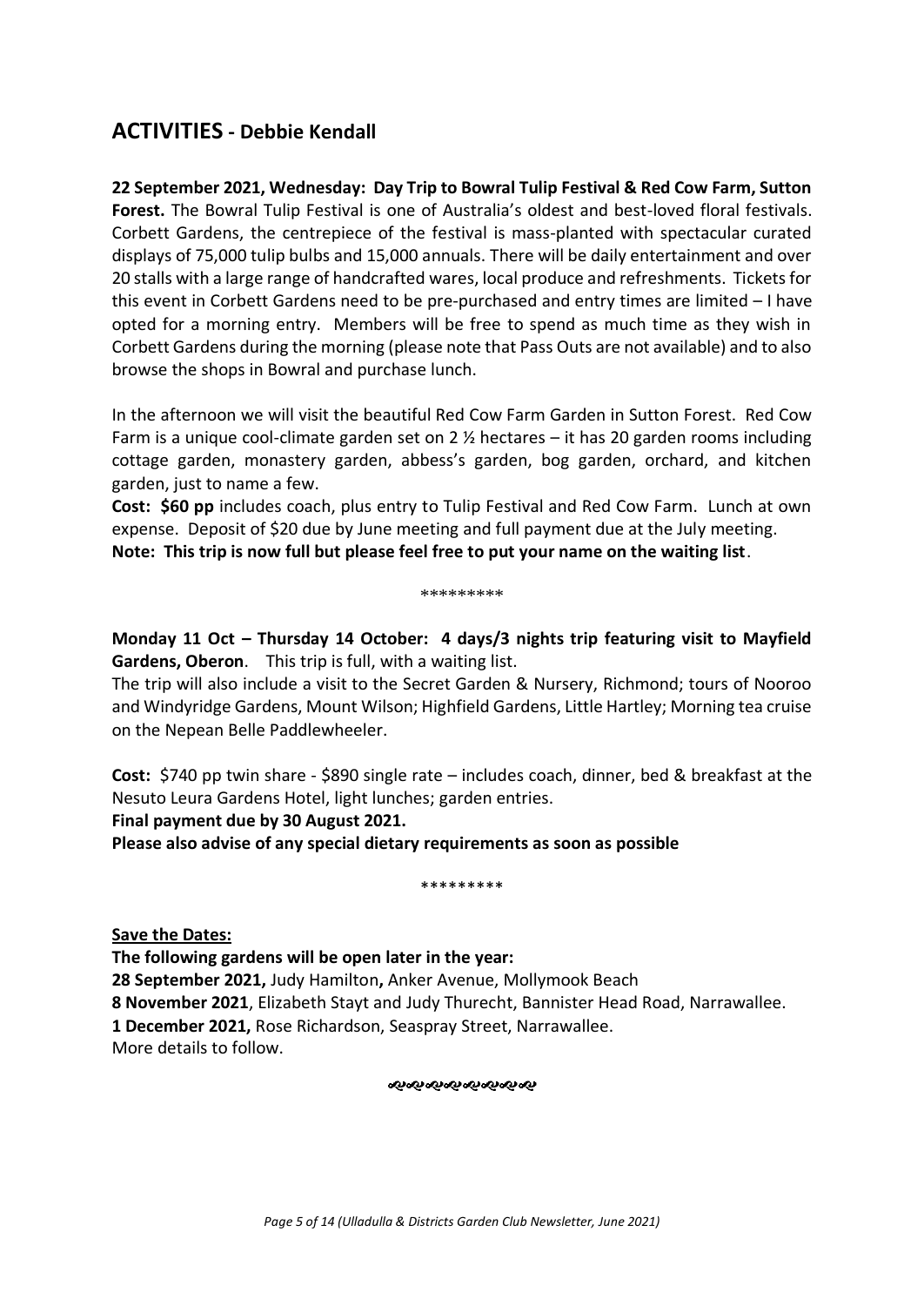## ACTIVITIES - Debbie Kendall

**22 September 2021, Wednesday: Day Trip to Bowral Tulip Festival & Red Cow Farm, Sutton Forest.** The Bowral Tulip Festival is one of Australia's oldest and best-loved floral festivals. Corbett Gardens, the centrepiece of the festival is mass-planted with spectacular curated displays of 75,000 tulip bulbs and 15,000 annuals. There will be daily entertainment and over 20 stalls with a large range of handcrafted wares, local produce and refreshments. Tickets for this event in Corbett Gardens need to be pre-purchased and entry times are limited – I have opted for a morning entry. Members will be free to spend as much time as they wish in Corbett Gardens during the morning (please note that Pass Outs are not available) and to also browse the shops in Bowral and purchase lunch.

In the afternoon we will visit the beautiful Red Cow Farm Garden in Sutton Forest. Red Cow Farm is a unique cool-climate garden set on 2 ½ hectares – it has 20 garden rooms including cottage garden, monastery garden, abbess's garden, bog garden, orchard, and kitchen garden, just to name a few.

**Cost: $60 pp** includes coach, plus entry to Tulip Festival and Red Cow Farm. Lunch at own expense. Deposit of $20 due by June meeting and full payment due at the July meeting.
**Note: This trip is now full but please feel free to put your name on the waiting list**.

*********

**Monday 11 Oct – Thursday 14 October: 4 days/3 nights trip featuring visit to Mayfield Gardens, Oberon**. This trip is full, with a waiting list.
The trip will also include a visit to the Secret Garden & Nursery, Richmond; tours of Nooroo and Windyridge Gardens, Mount Wilson; Highfield Gardens, Little Hartley; Morning tea cruise on the Nepean Belle Paddlewheeler.

**Cost:** $740 pp twin share - $890 single rate – includes coach, dinner, bed & breakfast at the Nesuto Leura Gardens Hotel, light lunches; garden entries.
**Final payment due by 30 August 2021.**
**Please also advise of any special dietary requirements as soon as possible**

*********

**Save the Dates:**
**The following gardens will be open later in the year:**
**28 September 2021,** Judy Hamilton**,** Anker Avenue, Mollymook Beach
**8 November 2021**, Elizabeth Stayt and Judy Thurecht, Bannister Head Road, Narrawallee.
**1 December 2021,** Rose Richardson, Seaspray Street, Narrawallee.
More details to follow.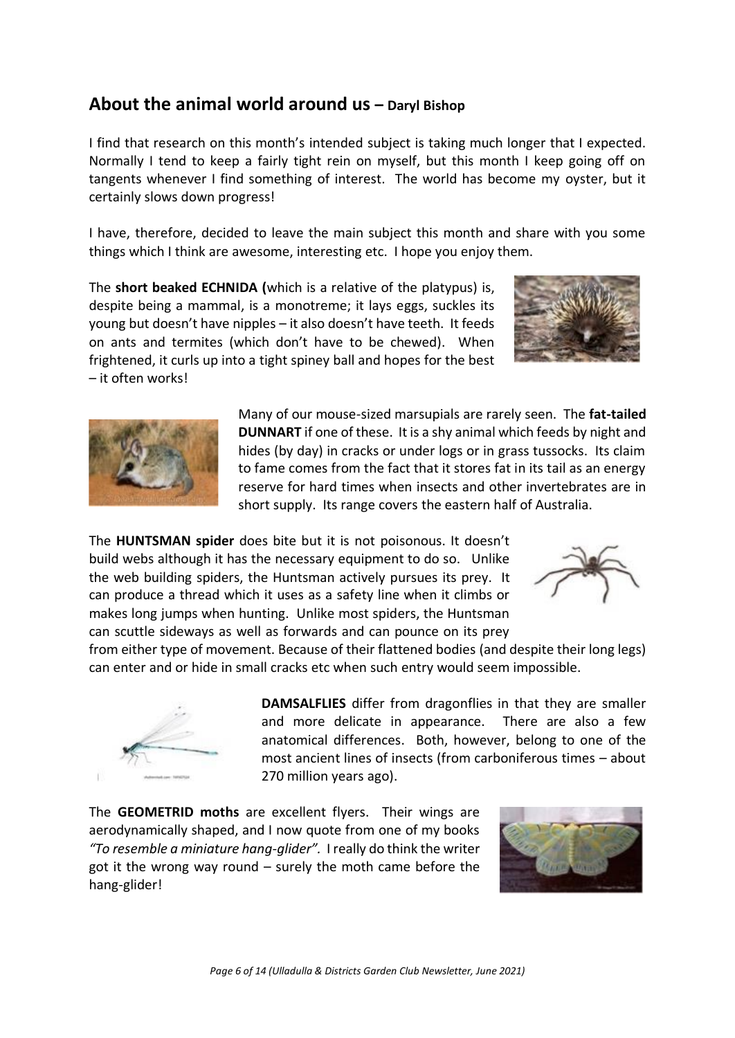## About the animal world around us – Daryl Bishop

I find that research on this month's intended subject is taking much longer that I expected. Normally I tend to keep a fairly tight rein on myself, but this month I keep going off on tangents whenever I find something of interest. The world has become my oyster, but it certainly slows down progress!

I have, therefore, decided to leave the main subject this month and share with you some things which I think are awesome, interesting etc. I hope you enjoy them.

The **short beaked ECHNIDA (**which is a relative of the platypus) is, despite being a mammal, is a monotreme; it lays eggs, suckles its young but doesn't have nipples – it also doesn't have teeth. It feeds on ants and termites (which don't have to be chewed). When frightened, it curls up into a tight spiney ball and hopes for the best – it often works!

Many of our mouse-sized marsupials are rarely seen. The **fat-tailed DUNNART** if one of these. It is a shy animal which feeds by night and hides (by day) in cracks or under logs or in grass tussocks. Its claim to fame comes from the fact that it stores fat in its tail as an energy reserve for hard times when insects and other invertebrates are in short supply. Its range covers the eastern half of Australia.

The **HUNTSMAN spider** does bite but it is not poisonous. It doesn't build webs although it has the necessary equipment to do so. Unlike the web building spiders, the Huntsman actively pursues its prey. It can produce a thread which it uses as a safety line when it climbs or makes long jumps when hunting. Unlike most spiders, the Huntsman can scuttle sideways as well as forwards and can pounce on its prey from either type of movement. Because of their flattened bodies (and despite their long legs) can enter and or hide in small cracks etc when such entry would seem impossible.

**DAMSALFLIES** differ from dragonflies in that they are smaller and more delicate in appearance. There are also a few anatomical differences. Both, however, belong to one of the most ancient lines of insects (from carboniferous times – about 270 million years ago).

The **GEOMETRID moths** are excellent flyers. Their wings are aerodynamically shaped, and I now quote from one of my books *"To resemble a miniature hang-glider".* I really do think the writer got it the wrong way round – surely the moth came before the hang-glider!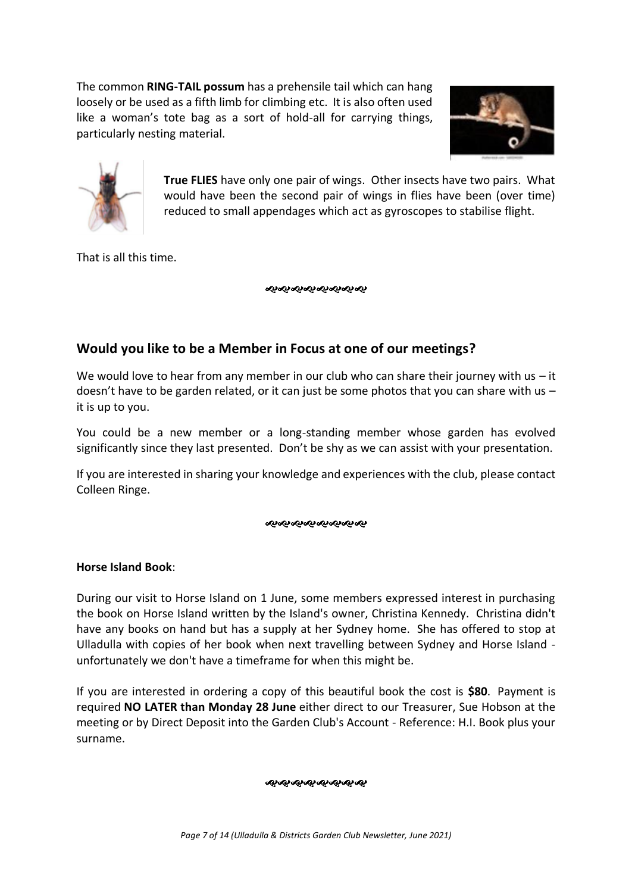The common **RING-TAIL possum** has a prehensile tail which can hang loosely or be used as a fifth limb for climbing etc. It is also often used like a woman's tote bag as a sort of hold-all for carrying things, particularly nesting material.

**True FLIES** have only one pair of wings. Other insects have two pairs. What would have been the second pair of wings in flies have been (over time) reduced to small appendages which act as gyroscopes to stabilise flight.

That is all this time.

## Would you like to be a Member in Focus at one of our meetings?

We would love to hear from any member in our club who can share their journey with us – it doesn't have to be garden related, or it can just be some photos that you can share with us – it is up to you.

You could be a new member or a long-standing member whose garden has evolved significantly since they last presented. Don't be shy as we can assist with your presentation.

If you are interested in sharing your knowledge and experiences with the club, please contact Colleen Ringe.

**Horse Island Book**:

During our visit to Horse Island on 1 June, some members expressed interest in purchasing the book on Horse Island written by the Island's owner, Christina Kennedy. Christina didn't have any books on hand but has a supply at her Sydney home. She has offered to stop at Ulladulla with copies of her book when next travelling between Sydney and Horse Island - unfortunately we don't have a timeframe for when this might be.

If you are interested in ordering a copy of this beautiful book the cost is **$80**. Payment is required **NO LATER than Monday 28 June** either direct to our Treasurer, Sue Hobson at the meeting or by Direct Deposit into the Garden Club's Account - Reference: H.I. Book plus your surname.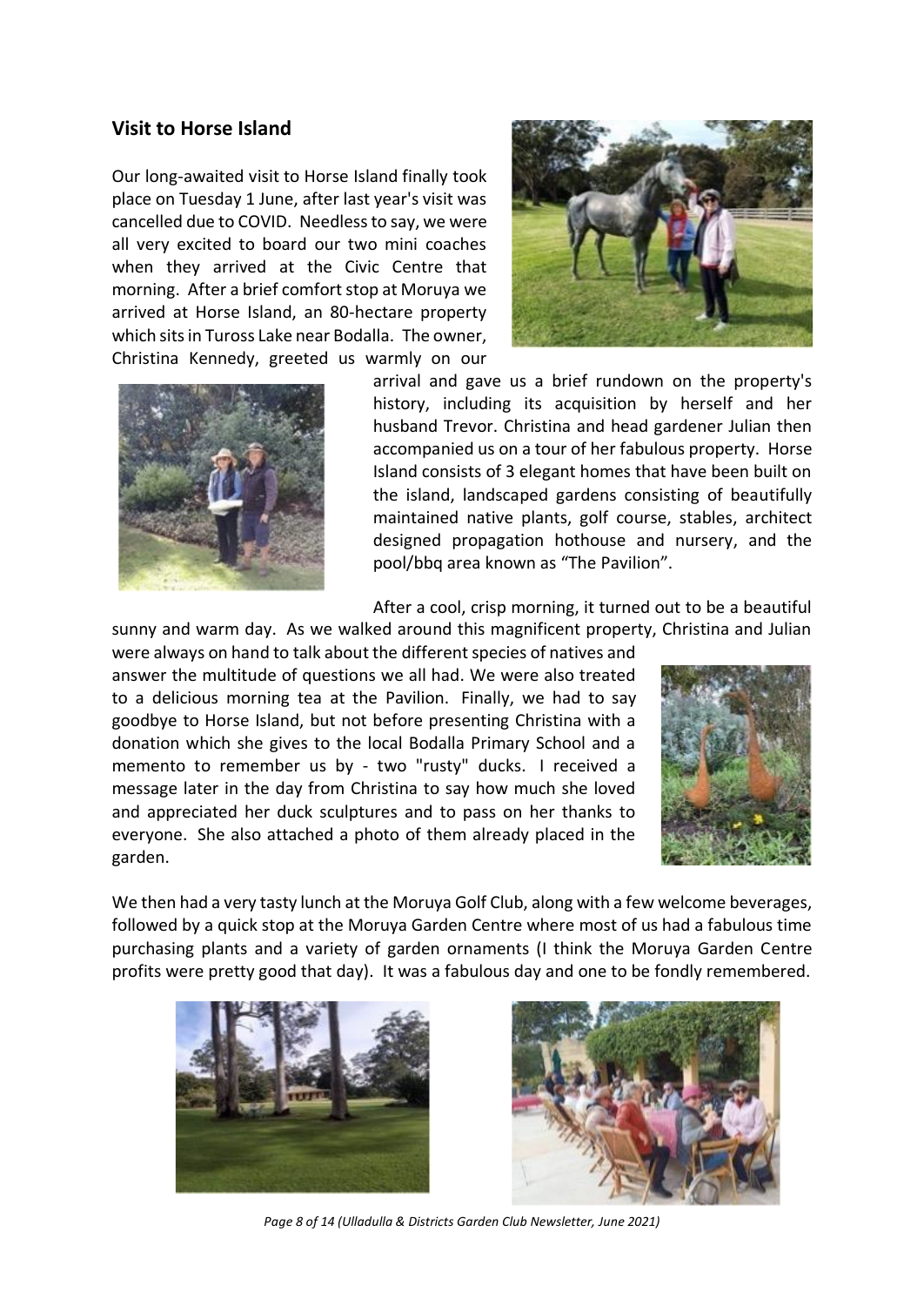## Visit to Horse Island

Our long-awaited visit to Horse Island finally took place on Tuesday 1 June, after last year's visit was cancelled due to COVID. Needless to say, we were all very excited to board our two mini coaches when they arrived at the Civic Centre that morning. After a brief comfort stop at Moruya we arrived at Horse Island, an 80-hectare property which sits in Tuross Lake near Bodalla. The owner, Christina Kennedy, greeted us warmly on our arrival and gave us a brief rundown on the property's history, including its acquisition by herself and her husband Trevor. Christina and head gardener Julian then accompanied us on a tour of her fabulous property. Horse Island consists of 3 elegant homes that have been built on the island, landscaped gardens consisting of beautifully maintained native plants, golf course, stables, architect designed propagation hothouse and nursery, and the pool/bbq area known as "The Pavilion".

After a cool, crisp morning, it turned out to be a beautiful sunny and warm day. As we walked around this magnificent property, Christina and Julian were always on hand to talk about the different species of natives and answer the multitude of questions we all had. We were also treated to a delicious morning tea at the Pavilion. Finally, we had to say goodbye to Horse Island, but not before presenting Christina with a donation which she gives to the local Bodalla Primary School and a memento to remember us by - two "rusty" ducks. I received a message later in the day from Christina to say how much she loved and appreciated her duck sculptures and to pass on her thanks to everyone. She also attached a photo of them already placed in the garden.

We then had a very tasty lunch at the Moruya Golf Club, along with a few welcome beverages, followed by a quick stop at the Moruya Garden Centre where most of us had a fabulous time purchasing plants and a variety of garden ornaments (I think the Moruya Garden Centre profits were pretty good that day). It was a fabulous day and one to be fondly remembered.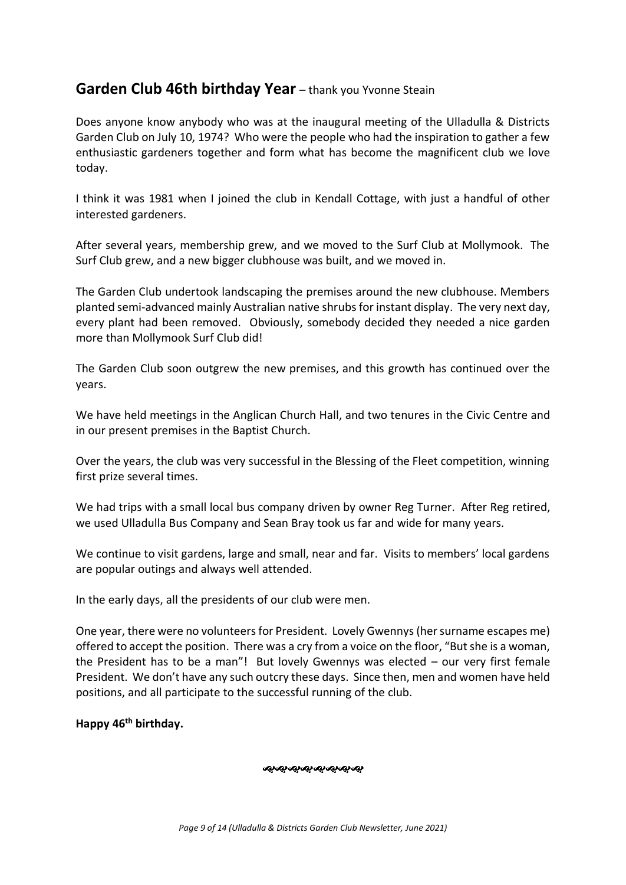## **Garden Club 46th birthday Year** – thank you Yvonne Steain

Does anyone know anybody who was at the inaugural meeting of the Ulladulla & Districts Garden Club on July 10, 1974? Who were the people who had the inspiration to gather a few enthusiastic gardeners together and form what has become the magnificent club we love today.

I think it was 1981 when I joined the club in Kendall Cottage, with just a handful of other interested gardeners.

After several years, membership grew, and we moved to the Surf Club at Mollymook. The Surf Club grew, and a new bigger clubhouse was built, and we moved in.

The Garden Club undertook landscaping the premises around the new clubhouse. Members planted semi-advanced mainly Australian native shrubs for instant display. The very next day, every plant had been removed. Obviously, somebody decided they needed a nice garden more than Mollymook Surf Club did!

The Garden Club soon outgrew the new premises, and this growth has continued over the years.

We have held meetings in the Anglican Church Hall, and two tenures in the Civic Centre and in our present premises in the Baptist Church.

Over the years, the club was very successful in the Blessing of the Fleet competition, winning first prize several times.

We had trips with a small local bus company driven by owner Reg Turner. After Reg retired, we used Ulladulla Bus Company and Sean Bray took us far and wide for many years.

We continue to visit gardens, large and small, near and far. Visits to members' local gardens are popular outings and always well attended.

In the early days, all the presidents of our club were men.

One year, there were no volunteers for President. Lovely Gwennys (her surname escapes me) offered to accept the position. There was a cry from a voice on the floor, "But she is a woman, the President has to be a man"! But lovely Gwennys was elected – our very first female President. We don't have any such outcry these days. Since then, men and women have held positions, and all participate to the successful running of the club.

**Happy 46th birthday.**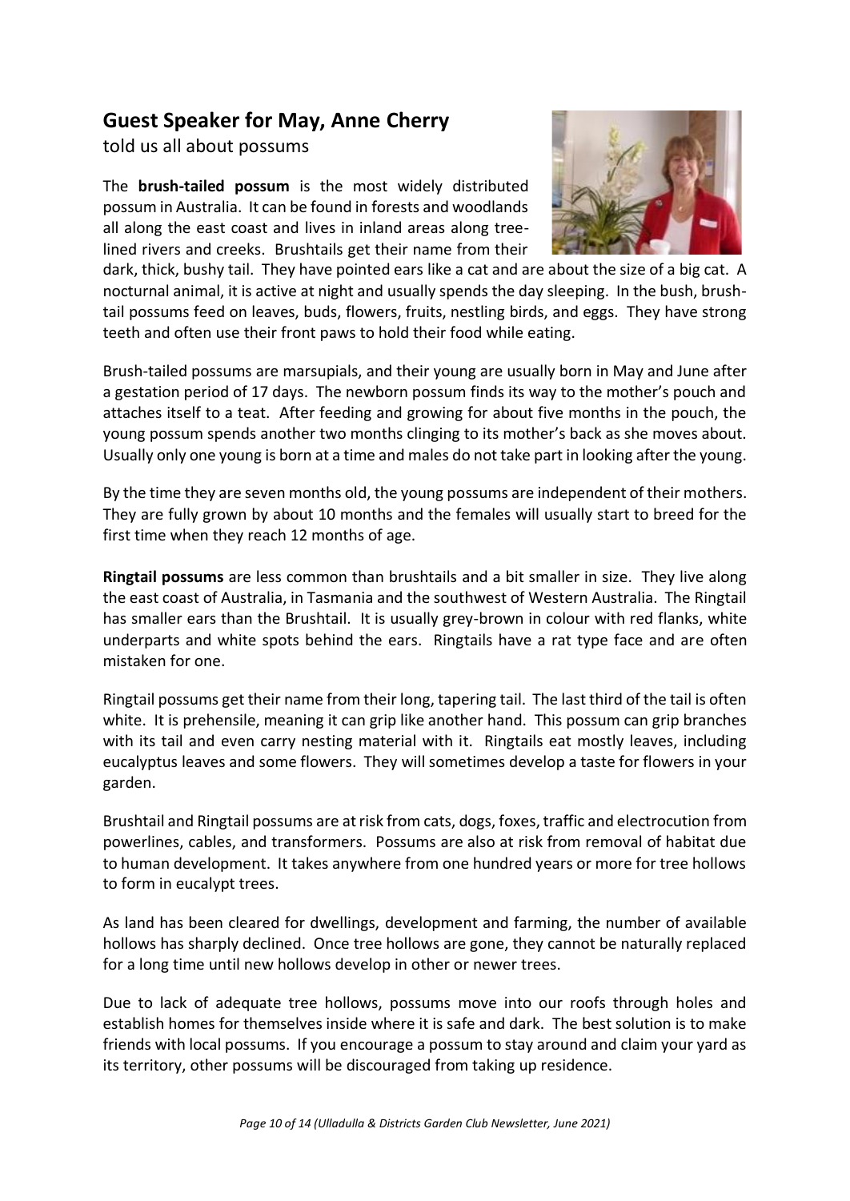## Guest Speaker for May, Anne Cherry

told us all about possums

The **brush-tailed possum** is the most widely distributed possum in Australia. It can be found in forests and woodlands all along the east coast and lives in inland areas along tree-lined rivers and creeks. Brushtails get their name from their dark, thick, bushy tail. They have pointed ears like a cat and are about the size of a big cat. A nocturnal animal, it is active at night and usually spends the day sleeping. In the bush, brush-tail possums feed on leaves, buds, flowers, fruits, nestling birds, and eggs. They have strong teeth and often use their front paws to hold their food while eating.

Brush-tailed possums are marsupials, and their young are usually born in May and June after a gestation period of 17 days. The newborn possum finds its way to the mother's pouch and attaches itself to a teat. After feeding and growing for about five months in the pouch, the young possum spends another two months clinging to its mother's back as she moves about. Usually only one young is born at a time and males do not take part in looking after the young.

By the time they are seven months old, the young possums are independent of their mothers. They are fully grown by about 10 months and the females will usually start to breed for the first time when they reach 12 months of age.

**Ringtail possums** are less common than brushtails and a bit smaller in size. They live along the east coast of Australia, in Tasmania and the southwest of Western Australia. The Ringtail has smaller ears than the Brushtail. It is usually grey-brown in colour with red flanks, white underparts and white spots behind the ears. Ringtails have a rat type face and are often mistaken for one.

Ringtail possums get their name from their long, tapering tail. The last third of the tail is often white. It is prehensile, meaning it can grip like another hand. This possum can grip branches with its tail and even carry nesting material with it. Ringtails eat mostly leaves, including eucalyptus leaves and some flowers. They will sometimes develop a taste for flowers in your garden.

Brushtail and Ringtail possums are at risk from cats, dogs, foxes, traffic and electrocution from powerlines, cables, and transformers. Possums are also at risk from removal of habitat due to human development. It takes anywhere from one hundred years or more for tree hollows to form in eucalypt trees.

As land has been cleared for dwellings, development and farming, the number of available hollows has sharply declined. Once tree hollows are gone, they cannot be naturally replaced for a long time until new hollows develop in other or newer trees.

Due to lack of adequate tree hollows, possums move into our roofs through holes and establish homes for themselves inside where it is safe and dark. The best solution is to make friends with local possums. If you encourage a possum to stay around and claim your yard as its territory, other possums will be discouraged from taking up residence.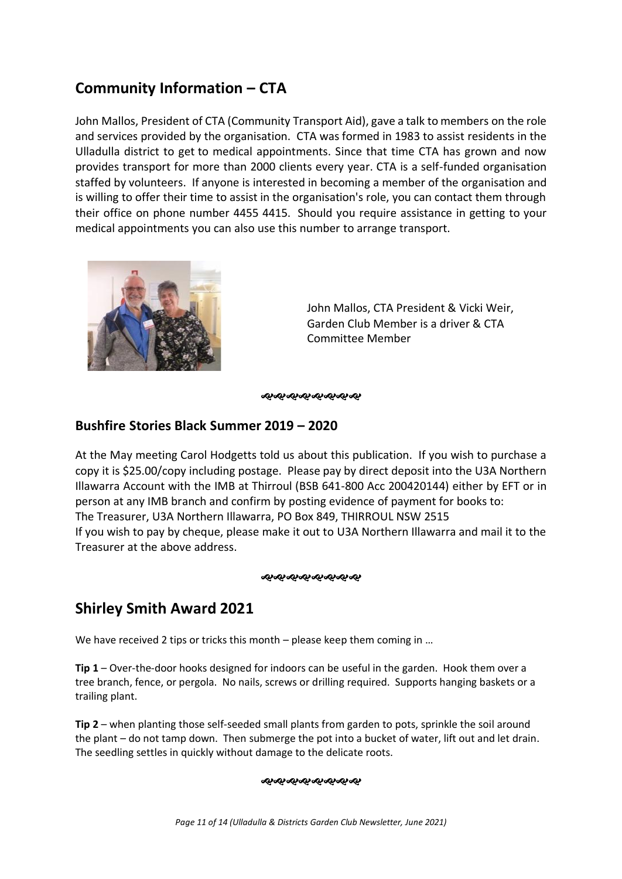## Community Information – CTA

John Mallos, President of CTA (Community Transport Aid), gave a talk to members on the role and services provided by the organisation. CTA was formed in 1983 to assist residents in the Ulladulla district to get to medical appointments. Since that time CTA has grown and now provides transport for more than 2000 clients every year. CTA is a self-funded organisation staffed by volunteers. If anyone is interested in becoming a member of the organisation and is willing to offer their time to assist in the organisation's role, you can contact them through their office on phone number 4455 4415. Should you require assistance in getting to your medical appointments you can also use this number to arrange transport.

John Mallos, CTA President & Vicki Weir, Garden Club Member is a driver & CTA Committee Member

### Bushfire Stories Black Summer 2019 – 2020

At the May meeting Carol Hodgetts told us about this publication. If you wish to purchase a copy it is $25.00/copy including postage. Please pay by direct deposit into the U3A Northern Illawarra Account with the IMB at Thirroul (BSB 641-800 Acc 200420144) either by EFT or in person at any IMB branch and confirm by posting evidence of payment for books to:
The Treasurer, U3A Northern Illawarra, PO Box 849, THIRROUL NSW 2515
If you wish to pay by cheque, please make it out to U3A Northern Illawarra and mail it to the Treasurer at the above address.

## Shirley Smith Award 2021

We have received 2 tips or tricks this month – please keep them coming in …

**Tip 1** – Over-the-door hooks designed for indoors can be useful in the garden. Hook them over a tree branch, fence, or pergola. No nails, screws or drilling required. Supports hanging baskets or a trailing plant.

**Tip 2** – when planting those self-seeded small plants from garden to pots, sprinkle the soil around the plant – do not tamp down. Then submerge the pot into a bucket of water, lift out and let drain. The seedling settles in quickly without damage to the delicate roots.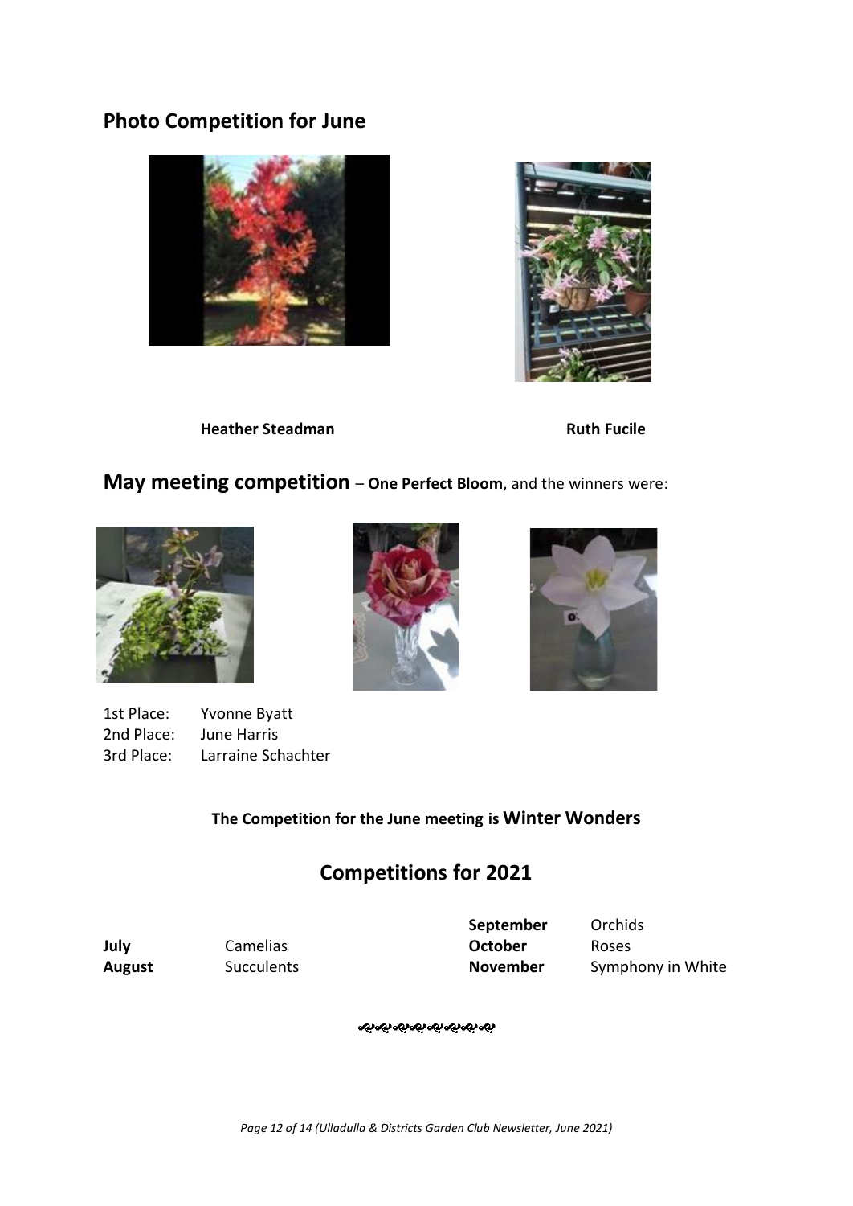## Photo Competition for June

**Heather Steadman** **Ruth Fucile**

## May meeting competition – **One Perfect Bloom**, and the winners were:

1st Place: Yvonne Byatt
2nd Place: June Harris
3rd Place: Larraine Schachter

**The Competition for the June meeting is Winter Wonders**

## Competitions for 2021

| | | | |
|---|---|---|---|
| **July** | Camelias | **September** | Orchids |
| **August** | Succulents | **October** | Roses |
| | | **November** | Symphony in White |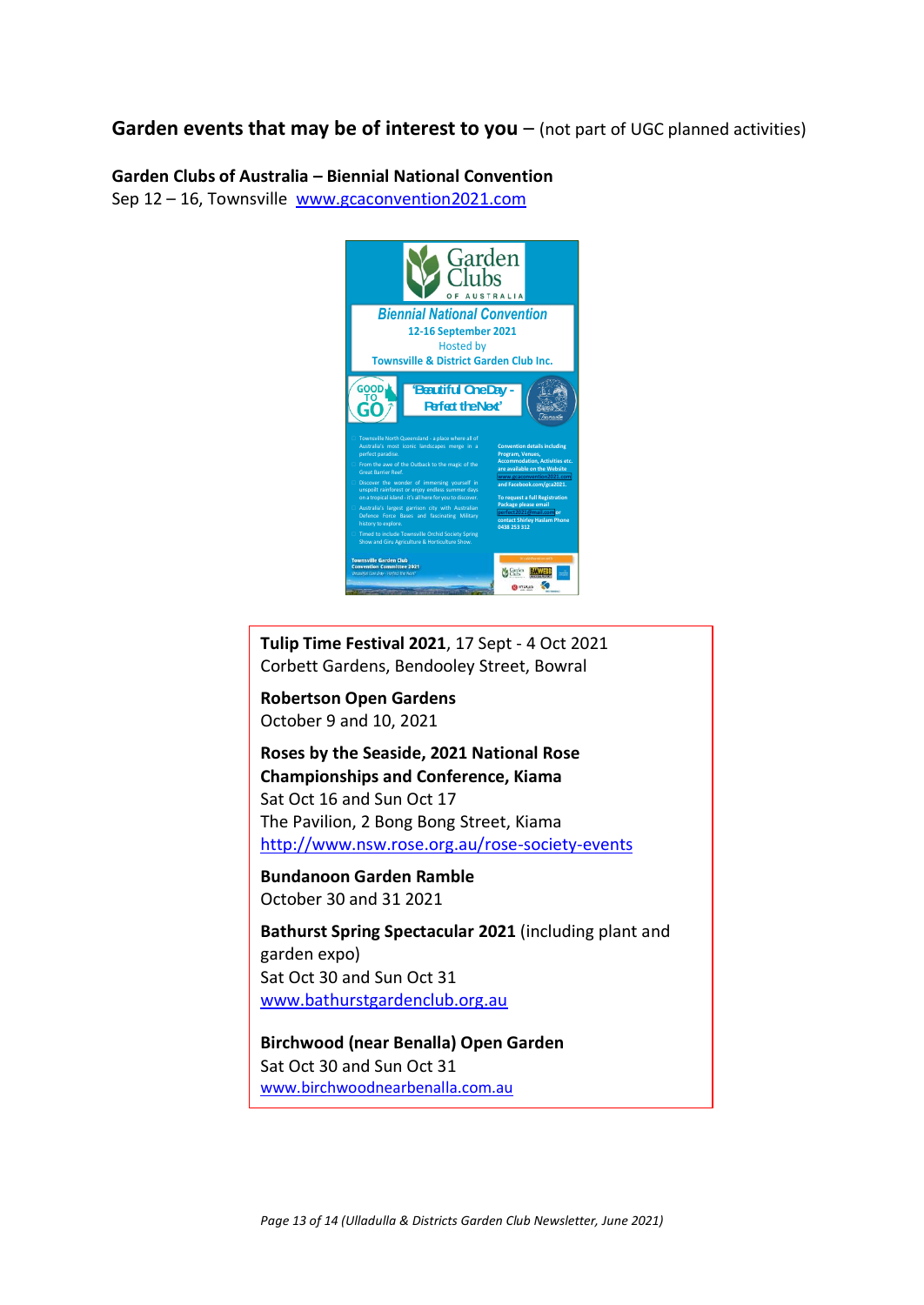**Garden events that may be of interest to you** – (not part of UGC planned activities)

**Garden Clubs of Australia – Biennial National Convention**
Sep 12 – 16, Townsville  www.gcaconvention2021.com

**Tulip Time Festival 2021**, 17 Sept - 4 Oct 2021
Corbett Gardens, Bendooley Street, Bowral

**Robertson Open Gardens**
October 9 and 10, 2021

**Roses by the Seaside, 2021 National Rose Championships and Conference, Kiama**
Sat Oct 16 and Sun Oct 17
The Pavilion, 2 Bong Bong Street, Kiama
http://www.nsw.rose.org.au/rose-society-events

**Bundanoon Garden Ramble**
October 30 and 31 2021

**Bathurst Spring Spectacular 2021** (including plant and garden expo)
Sat Oct 30 and Sun Oct 31
www.bathurstgardenclub.org.au

**Birchwood (near Benalla) Open Garden**
Sat Oct 30 and Sun Oct 31
www.birchwoodnearbenalla.com.au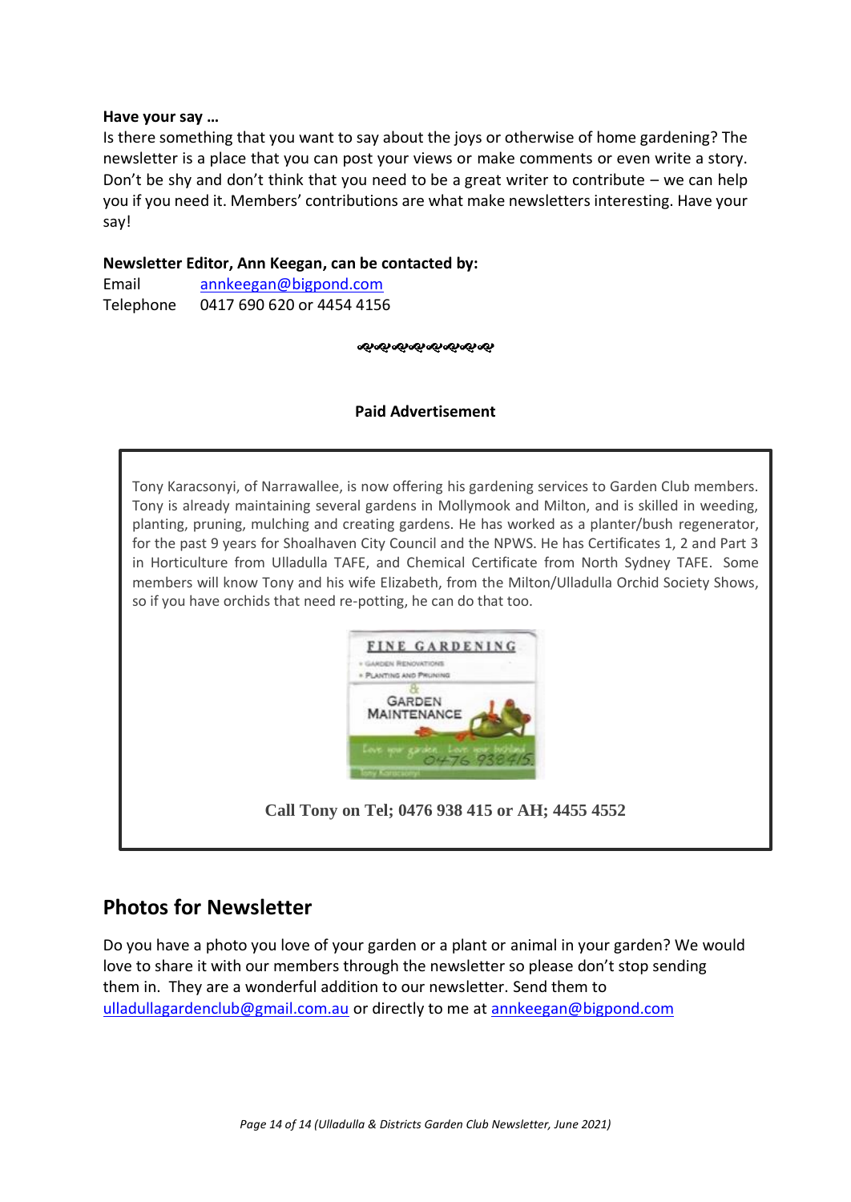**Have your say …**

Is there something that you want to say about the joys or otherwise of home gardening? The newsletter is a place that you can post your views or make comments or even write a story. Don't be shy and don't think that you need to be a great writer to contribute – we can help you if you need it. Members' contributions are what make newsletters interesting. Have your say!

**Newsletter Editor, Ann Keegan, can be contacted by:**

Email annkeegan@bigpond.com
Telephone 0417 690 620 or 4454 4156

**Paid Advertisement**

Tony Karacsonyi, of Narrawallee, is now offering his gardening services to Garden Club members. Tony is already maintaining several gardens in Mollymook and Milton, and is skilled in weeding, planting, pruning, mulching and creating gardens. He has worked as a planter/bush regenerator, for the past 9 years for Shoalhaven City Council and the NPWS. He has Certificates 1, 2 and Part 3 in Horticulture from Ulladulla TAFE, and Chemical Certificate from North Sydney TAFE. Some members will know Tony and his wife Elizabeth, from the Milton/Ulladulla Orchid Society Shows, so if you have orchids that need re-potting, he can do that too.

FINE GARDENING
- GARDEN RENOVATIONS
- PLANTING AND PRUNING

&
GARDEN MAINTENANCE

Love your garden. Love your bushland 0476 938415
Tony Karacsonyi

**Call Tony on Tel; 0476 938 415 or AH; 4455 4552**

## Photos for Newsletter

Do you have a photo you love of your garden or a plant or animal in your garden? We would love to share it with our members through the newsletter so please don't stop sending them in. They are a wonderful addition to our newsletter. Send them to ulladullagardenclub@gmail.com.au or directly to me at annkeegan@bigpond.com